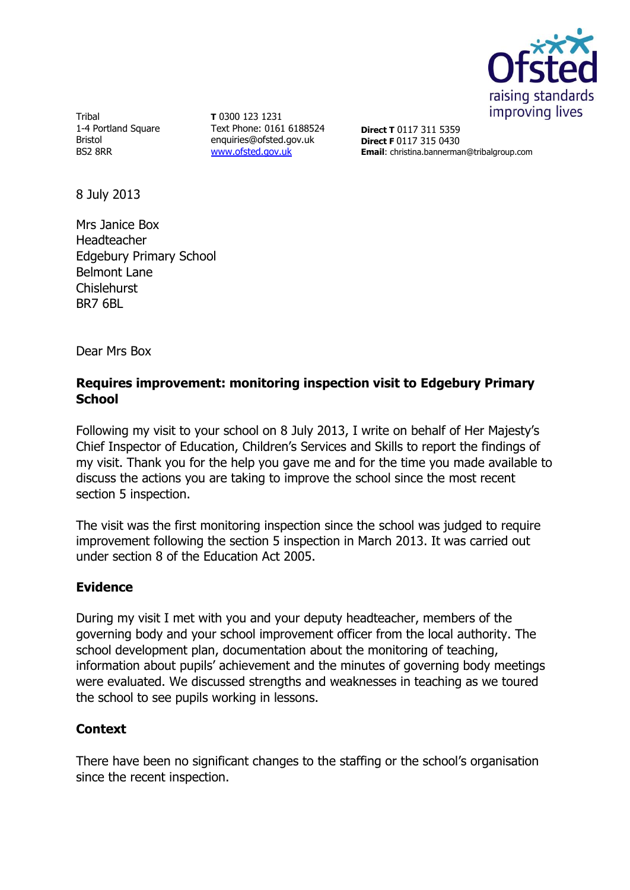Ofsted
raising standards
improving lives

Tribal
1-4 Portland Square
Bristol
BS2 8RR

**T** 0300 123 1231
Text Phone: 0161 6188524
enquiries@ofsted.gov.uk
www.ofsted.gov.uk

**Direct T** 0117 311 5359
**Direct F** 0117 315 0430
**Email**: christina.bannerman@tribalgroup.com

8 July 2013

Mrs Janice Box
Headteacher
Edgebury Primary School
Belmont Lane
Chislehurst
BR7 6BL

Dear Mrs Box

**Requires improvement: monitoring inspection visit to Edgebury Primary School**

Following my visit to your school on 8 July 2013, I write on behalf of Her Majesty's Chief Inspector of Education, Children's Services and Skills to report the findings of my visit. Thank you for the help you gave me and for the time you made available to discuss the actions you are taking to improve the school since the most recent section 5 inspection.

The visit was the first monitoring inspection since the school was judged to require improvement following the section 5 inspection in March 2013. It was carried out under section 8 of the Education Act 2005.

## Evidence

During my visit I met with you and your deputy headteacher, members of the governing body and your school improvement officer from the local authority. The school development plan, documentation about the monitoring of teaching, information about pupils' achievement and the minutes of governing body meetings were evaluated. We discussed strengths and weaknesses in teaching as we toured the school to see pupils working in lessons.

## Context

There have been no significant changes to the staffing or the school's organisation since the recent inspection.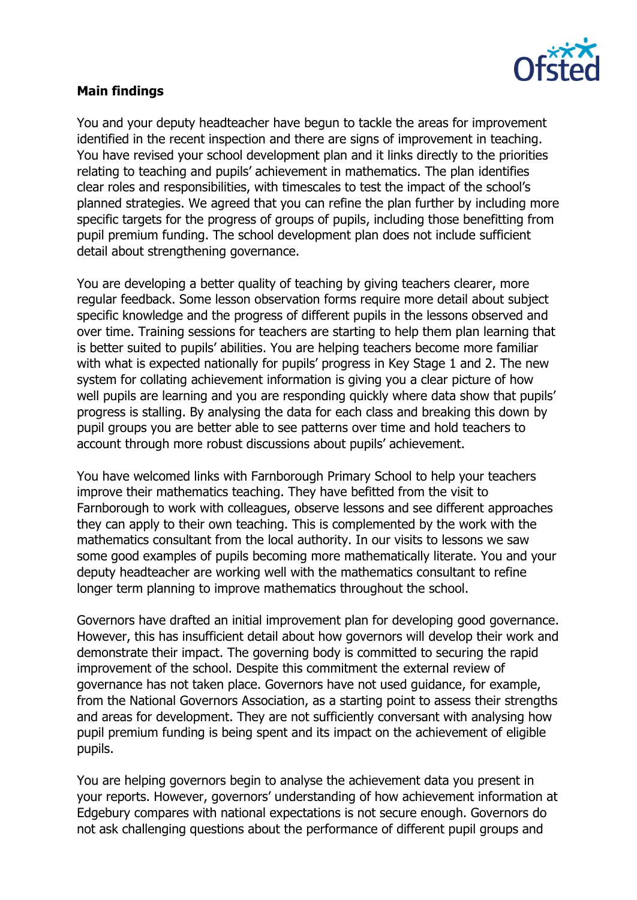**Main findings**

You and your deputy headteacher have begun to tackle the areas for improvement identified in the recent inspection and there are signs of improvement in teaching. You have revised your school development plan and it links directly to the priorities relating to teaching and pupils' achievement in mathematics. The plan identifies clear roles and responsibilities, with timescales to test the impact of the school's planned strategies. We agreed that you can refine the plan further by including more specific targets for the progress of groups of pupils, including those benefitting from pupil premium funding. The school development plan does not include sufficient detail about strengthening governance.

You are developing a better quality of teaching by giving teachers clearer, more regular feedback. Some lesson observation forms require more detail about subject specific knowledge and the progress of different pupils in the lessons observed and over time. Training sessions for teachers are starting to help them plan learning that is better suited to pupils' abilities. You are helping teachers become more familiar with what is expected nationally for pupils' progress in Key Stage 1 and 2. The new system for collating achievement information is giving you a clear picture of how well pupils are learning and you are responding quickly where data show that pupils' progress is stalling. By analysing the data for each class and breaking this down by pupil groups you are better able to see patterns over time and hold teachers to account through more robust discussions about pupils' achievement.

You have welcomed links with Farnborough Primary School to help your teachers improve their mathematics teaching. They have befitted from the visit to Farnborough to work with colleagues, observe lessons and see different approaches they can apply to their own teaching. This is complemented by the work with the mathematics consultant from the local authority. In our visits to lessons we saw some good examples of pupils becoming more mathematically literate. You and your deputy headteacher are working well with the mathematics consultant to refine longer term planning to improve mathematics throughout the school.

Governors have drafted an initial improvement plan for developing good governance. However, this has insufficient detail about how governors will develop their work and demonstrate their impact. The governing body is committed to securing the rapid improvement of the school. Despite this commitment the external review of governance has not taken place. Governors have not used guidance, for example, from the National Governors Association, as a starting point to assess their strengths and areas for development. They are not sufficiently conversant with analysing how pupil premium funding is being spent and its impact on the achievement of eligible pupils.

You are helping governors begin to analyse the achievement data you present in your reports. However, governors' understanding of how achievement information at Edgebury compares with national expectations is not secure enough. Governors do not ask challenging questions about the performance of different pupil groups and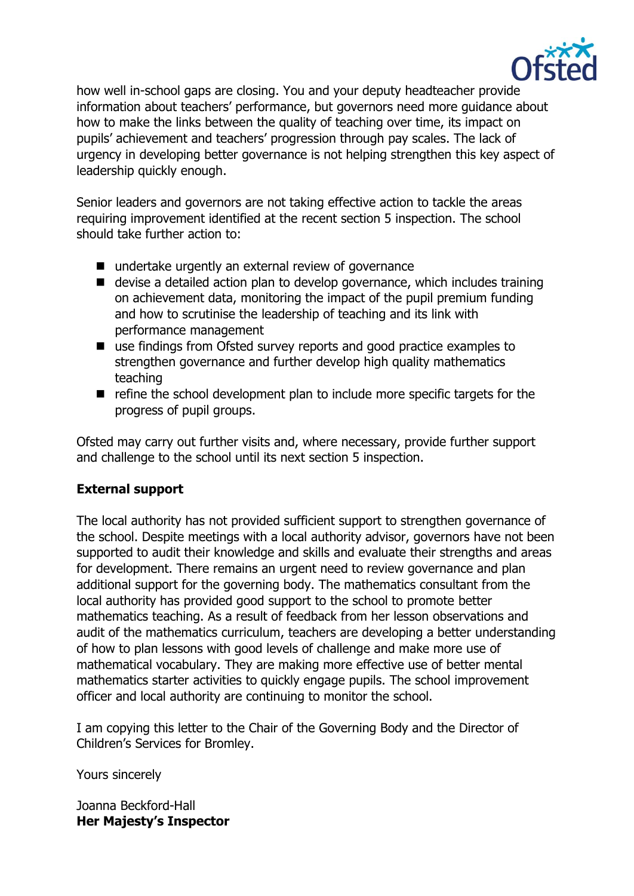how well in-school gaps are closing. You and your deputy headteacher provide information about teachers' performance, but governors need more guidance about how to make the links between the quality of teaching over time, its impact on pupils' achievement and teachers' progression through pay scales. The lack of urgency in developing better governance is not helping strengthen this key aspect of leadership quickly enough.

Senior leaders and governors are not taking effective action to tackle the areas requiring improvement identified at the recent section 5 inspection. The school should take further action to:

- undertake urgently an external review of governance
- devise a detailed action plan to develop governance, which includes training on achievement data, monitoring the impact of the pupil premium funding and how to scrutinise the leadership of teaching and its link with performance management
- use findings from Ofsted survey reports and good practice examples to strengthen governance and further develop high quality mathematics teaching
- refine the school development plan to include more specific targets for the progress of pupil groups.

Ofsted may carry out further visits and, where necessary, provide further support and challenge to the school until its next section 5 inspection.

**External support**

The local authority has not provided sufficient support to strengthen governance of the school. Despite meetings with a local authority advisor, governors have not been supported to audit their knowledge and skills and evaluate their strengths and areas for development. There remains an urgent need to review governance and plan additional support for the governing body. The mathematics consultant from the local authority has provided good support to the school to promote better mathematics teaching. As a result of feedback from her lesson observations and audit of the mathematics curriculum, teachers are developing a better understanding of how to plan lessons with good levels of challenge and make more use of mathematical vocabulary. They are making more effective use of better mental mathematics starter activities to quickly engage pupils. The school improvement officer and local authority are continuing to monitor the school.

I am copying this letter to the Chair of the Governing Body and the Director of Children's Services for Bromley.

Yours sincerely

Joanna Beckford-Hall
**Her Majesty's Inspector**